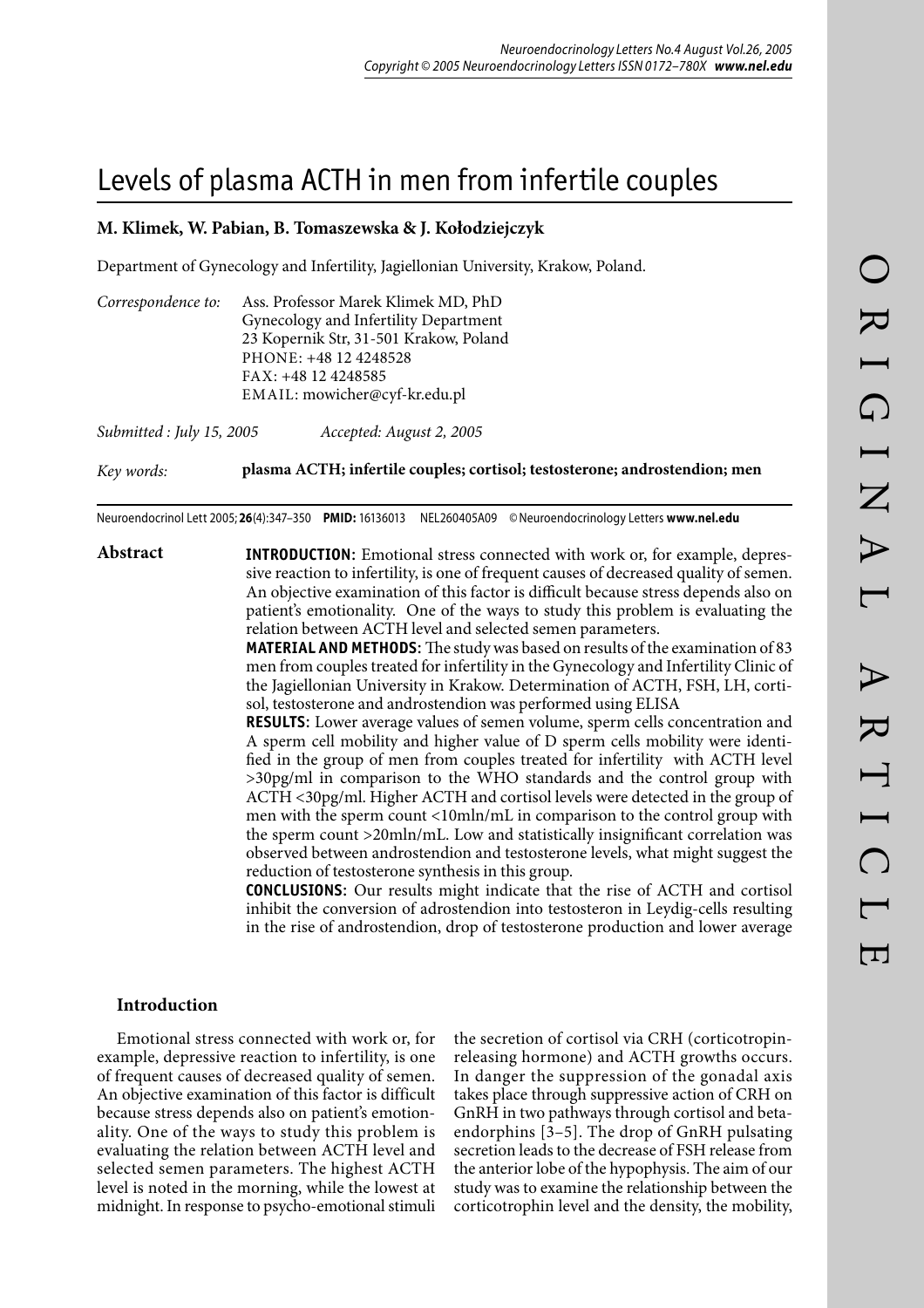# Levels of plasma ACTH in men from infertile couples

**M. Klimek, W. Pabian, B. Tomaszewska & J. Kołodziejczyk**

Department of Gynecology and Infertility, Jagiellonian University, Krakow, Poland.

*Correspondence to:* Ass. Professor Marek Klimek MD, PhD
Gynecology and Infertility Department
23 Kopernik Str, 31-501 Krakow, Poland
PHONE: +48 12 4248528
FAX: +48 12 4248585
EMAIL: mowicher@cyf-kr.edu.pl

*Submitted : July 15, 2005* *Accepted: August 2, 2005*

*Key words:* **plasma ACTH; infertile couples; cortisol; testosterone; androstendion; men**

Neuroendocrinol Lett 2005; **26**(4):347–350 **PMID:** 16136013 NEL260405A09 © Neuroendocrinology Letters **www.nel.edu**

## Abstract

**INTRODUCTION:** Emotional stress connected with work or, for example, depressive reaction to infertility, is one of frequent causes of decreased quality of semen. An objective examination of this factor is difficult because stress depends also on patient's emotionality. One of the ways to study this problem is evaluating the relation between ACTH level and selected semen parameters.

**MATERIAL AND METHODS:** The study was based on results of the examination of 83 men from couples treated for infertility in the Gynecology and Infertility Clinic of the Jagiellonian University in Krakow. Determination of ACTH, FSH, LH, cortisol, testosterone and androstendion was performed using ELISA

**RESULTS:** Lower average values of semen volume, sperm cells concentration and A sperm cell mobility and higher value of D sperm cells mobility were identified in the group of men from couples treated for infertility with ACTH level >30pg/ml in comparison to the WHO standards and the control group with ACTH <30pg/ml. Higher ACTH and cortisol levels were detected in the group of men with the sperm count <10mln/mL in comparison to the control group with the sperm count >20mln/mL. Low and statistically insignificant correlation was observed between androstendion and testosterone levels, what might suggest the reduction of testosterone synthesis in this group.

**CONCLUSIONS:** Our results might indicate that the rise of ACTH and cortisol inhibit the conversion of adrostendion into testosteron in Leydig-cells resulting in the rise of androstendion, drop of testosterone production and lower average

## Introduction

Emotional stress connected with work or, for example, depressive reaction to infertility, is one of frequent causes of decreased quality of semen. An objective examination of this factor is difficult because stress depends also on patient's emotionality. One of the ways to study this problem is evaluating the relation between ACTH level and selected semen parameters. The highest ACTH level is noted in the morning, while the lowest at midnight. In response to psycho-emotional stimuli the secretion of cortisol via CRH (corticotropin-releasing hormone) and ACTH growths occurs. In danger the suppression of the gonadal axis takes place through suppressive action of CRH on GnRH in two pathways through cortisol and beta-endorphins [3–5]. The drop of GnRH pulsating secretion leads to the decrease of FSH release from the anterior lobe of the hypophysis. The aim of our study was to examine the relationship between the corticotrophin level and the density, the mobility,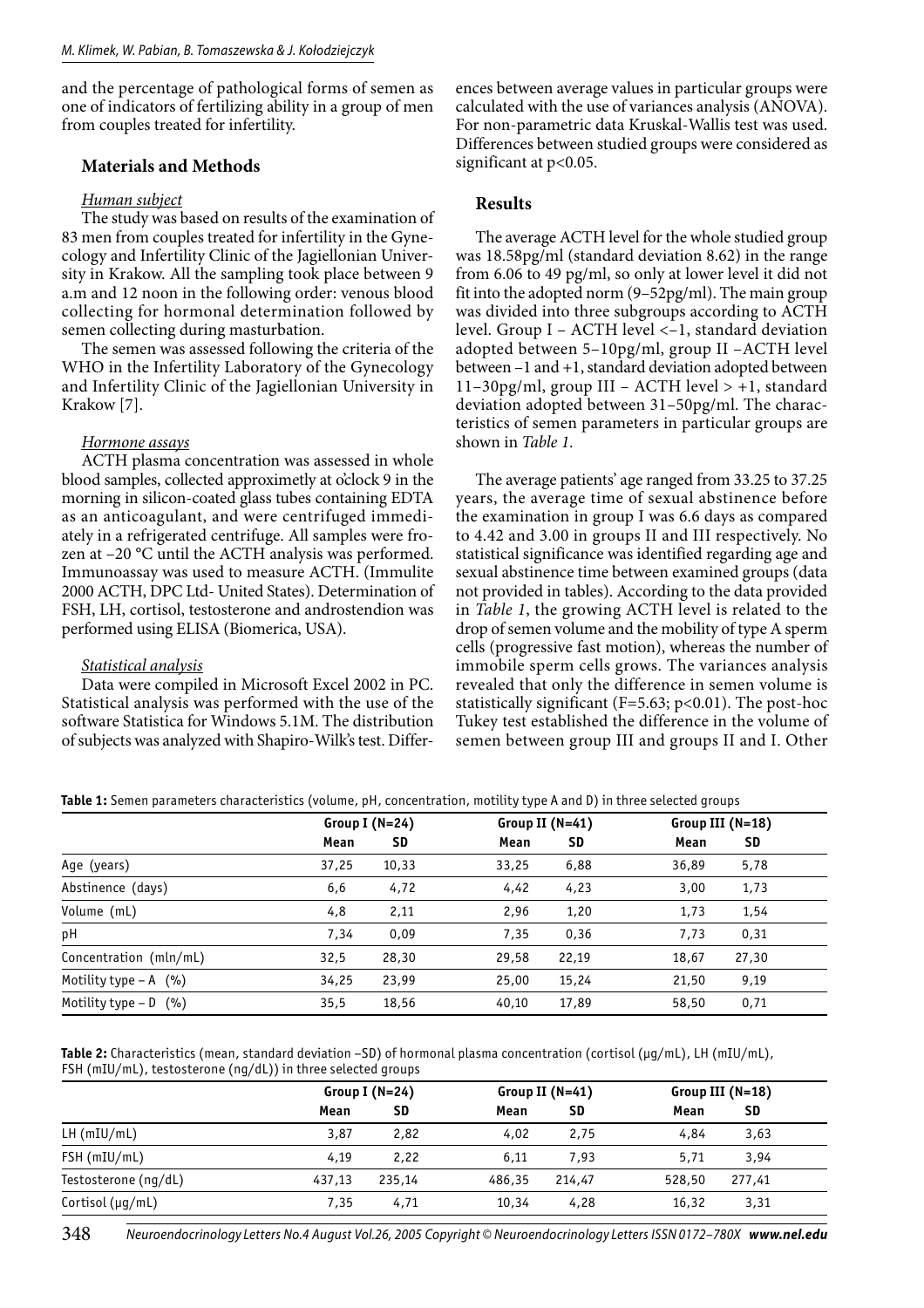and the percentage of pathological forms of semen as one of indicators of fertilizing ability in a group of men from couples treated for infertility.

## Materials and Methods

*Human subject*

The study was based on results of the examination of 83 men from couples treated for infertility in the Gynecology and Infertility Clinic of the Jagiellonian University in Krakow. All the sampling took place between 9 a.m and 12 noon in the following order: venous blood collecting for hormonal determination followed by semen collecting during masturbation.

The semen was assessed following the criteria of the WHO in the Infertility Laboratory of the Gynecology and Infertility Clinic of the Jagiellonian University in Krakow [7].

*Hormone assays*

ACTH plasma concentration was assessed in whole blood samples, collected approximetly at o'clock 9 in the morning in silicon-coated glass tubes containing EDTA as an anticoagulant, and were centrifuged immediately in a refrigerated centrifuge. All samples were frozen at –20 °C until the ACTH analysis was performed. Immunoassay was used to measure ACTH. (Immulite 2000 ACTH, DPC Ltd- United States). Determination of FSH, LH, cortisol, testosterone and androstendion was performed using ELISA (Biomerica, USA).

*Statistical analysis*

Data were compiled in Microsoft Excel 2002 in PC. Statistical analysis was performed with the use of the software Statistica for Windows 5.1M. The distribution of subjects was analyzed with Shapiro-Wilk's test. Differences between average values in particular groups were calculated with the use of variances analysis (ANOVA). For non-parametric data Kruskal-Wallis test was used. Differences between studied groups were considered as significant at $p<0.05$.

## Results

The average ACTH level for the whole studied group was 18.58pg/ml (standard deviation 8.62) in the range from 6.06 to 49 pg/ml, so only at lower level it did not fit into the adopted norm (9–52pg/ml). The main group was divided into three subgroups according to ACTH level. Group I – ACTH level <–1, standard deviation adopted between 5–10pg/ml, group II –ACTH level between –1 and +1, standard deviation adopted between 11–30pg/ml, group III – ACTH level > +1, standard deviation adopted between 31–50pg/ml. The characteristics of semen parameters in particular groups are shown in *Table 1*.

The average patients' age ranged from 33.25 to 37.25 years, the average time of sexual abstinence before the examination in group I was 6.6 days as compared to 4.42 and 3.00 in groups II and III respectively. No statistical significance was identified regarding age and sexual abstinence time between examined groups (data not provided in tables). According to the data provided in *Table 1*, the growing ACTH level is related to the drop of semen volume and the mobility of type A sperm cells (progressive fast motion), whereas the number of immobile sperm cells grows. The variances analysis revealed that only the difference in semen volume is statistically significant ($F=5.63$; $p<0.01$). The post-hoc Tukey test established the difference in the volume of semen between group III and groups II and I. Other

**Table 1:** Semen parameters characteristics (volume, pH, concentration, motility type A and D) in three selected groups

| | Group I (N=24) | | Group II (N=41) | | Group III (N=18) | |
|---|---|---|---|---|---|---|
| | Mean | SD | Mean | SD | Mean | SD |
| Age (years) | 37,25 | 10,33 | 33,25 | 6,88 | 36,89 | 5,78 |
| Abstinence (days) | 6,6 | 4,72 | 4,42 | 4,23 | 3,00 | 1,73 |
| Volume (mL) | 4,8 | 2,11 | 2,96 | 1,20 | 1,73 | 1,54 |
| pH | 7,34 | 0,09 | 7,35 | 0,36 | 7,73 | 0,31 |
| Concentration (mln/mL) | 32,5 | 28,30 | 29,58 | 22,19 | 18,67 | 27,30 |
| Motility type – A (%) | 34,25 | 23,99 | 25,00 | 15,24 | 21,50 | 9,19 |
| Motility type – D (%) | 35,5 | 18,56 | 40,10 | 17,89 | 58,50 | 0,71 |

**Table 2:** Characteristics (mean, standard deviation –SD) of hormonal plasma concentration (cortisol (µg/mL), LH (mIU/mL), FSH (mIU/mL), testosterone (ng/dL)) in three selected groups

| | Group I (N=24) | | Group II (N=41) | | Group III (N=18) | |
|---|---|---|---|---|---|---|
| | Mean | SD | Mean | SD | Mean | SD |
| LH (mIU/mL) | 3,87 | 2,82 | 4,02 | 2,75 | 4,84 | 3,63 |
| FSH (mIU/mL) | 4,19 | 2,22 | 6,11 | 7,93 | 5,71 | 3,94 |
| Testosterone (ng/dL) | 437,13 | 235,14 | 486,35 | 214,47 | 528,50 | 277,41 |
| Cortisol (µg/mL) | 7,35 | 4,71 | 10,34 | 4,28 | 16,32 | 3,31 |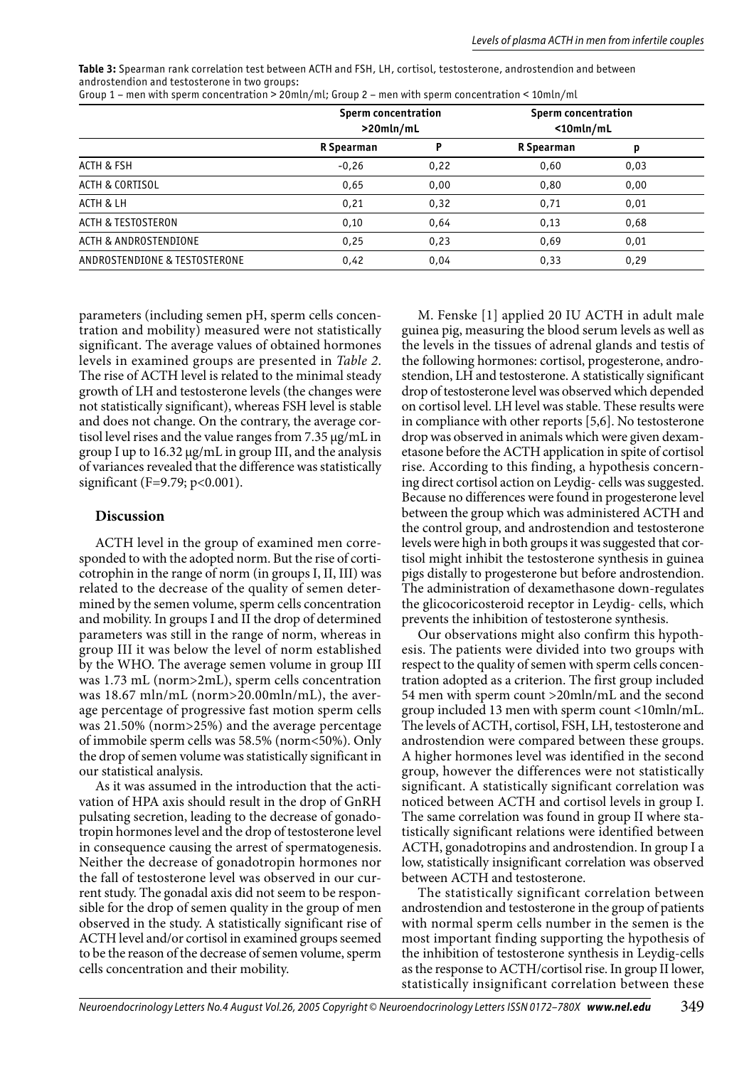**Table 3:** Spearman rank correlation test between ACTH and FSH, LH, cortisol, testosterone, androstendion and between androstendion and testosterone in two groups:
Group 1 – men with sperm concentration > 20mln/ml; Group 2 – men with sperm concentration < 10mln/ml

| | Sperm concentration >20mln/mL | | Sperm concentration <10mln/mL | |
|---|---|---|---|---|
| | R Spearman | P | R Spearman | p |
| ACTH & FSH | -0,26 | 0,22 | 0,60 | 0,03 |
| ACTH & CORTISOL | 0,65 | 0,00 | 0,80 | 0,00 |
| ACTH & LH | 0,21 | 0,32 | 0,71 | 0,01 |
| ACTH & TESTOSTERON | 0,10 | 0,64 | 0,13 | 0,68 |
| ACTH & ANDROSTENDIONE | 0,25 | 0,23 | 0,69 | 0,01 |
| ANDROSTENDIONE & TESTOSTERONE | 0,42 | 0,04 | 0,33 | 0,29 |

parameters (including semen pH, sperm cells concentration and mobility) measured were not statistically significant. The average values of obtained hormones levels in examined groups are presented in *Table 2*. The rise of ACTH level is related to the minimal steady growth of LH and testosterone levels (the changes were not statistically significant), whereas FSH level is stable and does not change. On the contrary, the average cortisol level rises and the value ranges from 7.35 μg/mL in group I up to 16.32 μg/mL in group III, and the analysis of variances revealed that the difference was statistically significant ($F=9.79$; $p<0.001$).

## Discussion

ACTH level in the group of examined men corresponded to with the adopted norm. But the rise of corticotrophin in the range of norm (in groups I, II, III) was related to the decrease of the quality of semen determined by the semen volume, sperm cells concentration and mobility. In groups I and II the drop of determined parameters was still in the range of norm, whereas in group III it was below the level of norm established by the WHO. The average semen volume in group III was 1.73 mL (norm>2mL), sperm cells concentration was 18.67 mln/mL (norm>20.00mln/mL), the average percentage of progressive fast motion sperm cells was 21.50% (norm>25%) and the average percentage of immobile sperm cells was 58.5% (norm<50%). Only the drop of semen volume was statistically significant in our statistical analysis.

As it was assumed in the introduction that the activation of HPA axis should result in the drop of GnRH pulsating secretion, leading to the decrease of gonadotropin hormones level and the drop of testosterone level in consequence causing the arrest of spermatogenesis. Neither the decrease of gonadotropin hormones nor the fall of testosterone level was observed in our current study. The gonadal axis did not seem to be responsible for the drop of semen quality in the group of men observed in the study. A statistically significant rise of ACTH level and/or cortisol in examined groups seemed to be the reason of the decrease of semen volume, sperm cells concentration and their mobility.

M. Fenske [1] applied 20 IU ACTH in adult male guinea pig, measuring the blood serum levels as well as the levels in the tissues of adrenal glands and testis of the following hormones: cortisol, progesterone, androstendion, LH and testosterone. A statistically significant drop of testosterone level was observed which depended on cortisol level. LH level was stable. These results were in compliance with other reports [5,6]. No testosterone drop was observed in animals which were given dexametasone before the ACTH application in spite of cortisol rise. According to this finding, a hypothesis concerning direct cortisol action on Leydig- cells was suggested. Because no differences were found in progesterone level between the group which was administered ACTH and the control group, and androstendion and testosterone levels were high in both groups it was suggested that cortisol might inhibit the testosterone synthesis in guinea pigs distally to progesterone but before androstendion. The administration of dexamethasone down-regulates the glicocoricosteroid receptor in Leydig- cells, which prevents the inhibition of testosterone synthesis.

Our observations might also confirm this hypothesis. The patients were divided into two groups with respect to the quality of semen with sperm cells concentration adopted as a criterion. The first group included 54 men with sperm count >20mln/mL and the second group included 13 men with sperm count <10mln/mL. The levels of ACTH, cortisol, FSH, LH, testosterone and androstendion were compared between these groups. A higher hormones level was identified in the second group, however the differences were not statistically significant. A statistically significant correlation was noticed between ACTH and cortisol levels in group I. The same correlation was found in group II where statistically significant relations were identified between ACTH, gonadotropins and androstendion. In group I a low, statistically insignificant correlation was observed between ACTH and testosterone.

The statistically significant correlation between androstendion and testosterone in the group of patients with normal sperm cells number in the semen is the most important finding supporting the hypothesis of the inhibition of testosterone synthesis in Leydig-cells as the response to ACTH/cortisol rise. In group II lower, statistically insignificant correlation between these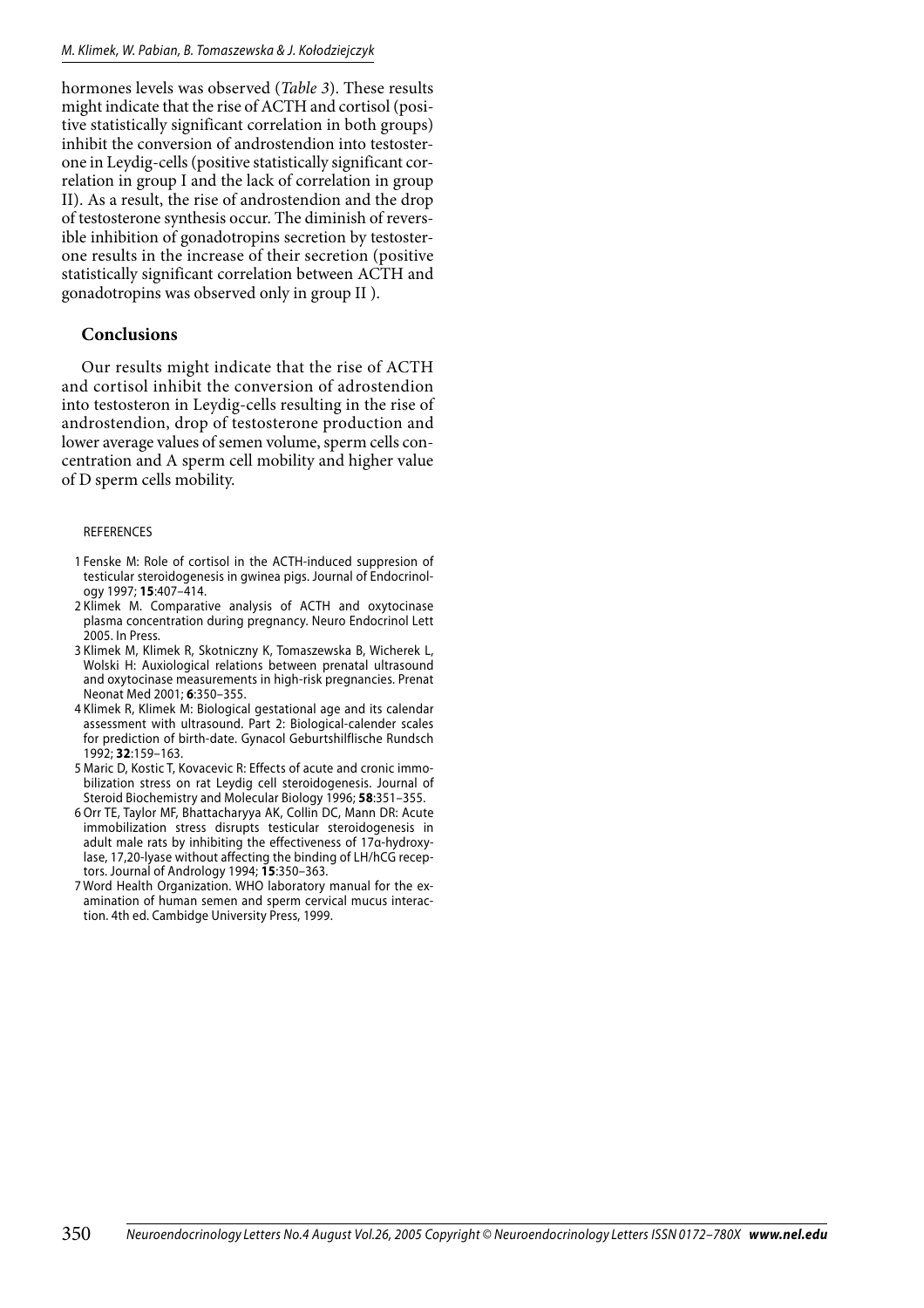hormones levels was observed (*Table 3*). These results might indicate that the rise of ACTH and cortisol (positive statistically significant correlation in both groups) inhibit the conversion of androstendion into testosterone in Leydig-cells (positive statistically significant correlation in group I and the lack of correlation in group II). As a result, the rise of androstendion and the drop of testosterone synthesis occur. The diminish of reversible inhibition of gonadotropins secretion by testosterone results in the increase of their secretion (positive statistically significant correlation between ACTH and gonadotropins was observed only in group II ).

## Conclusions

Our results might indicate that the rise of ACTH and cortisol inhibit the conversion of adrostendion into testosteron in Leydig-cells resulting in the rise of androstendion, drop of testosterone production and lower average values of semen volume, sperm cells concentration and A sperm cell mobility and higher value of D sperm cells mobility.

REFERENCES

1. Fenske M: Role of cortisol in the ACTH-induced suppresion of testicular steroidogenesis in gwinea pigs. Journal of Endocrinology 1997; **15**:407–414.
2. Klimek M. Comparative analysis of ACTH and oxytocinase plasma concentration during pregnancy. Neuro Endocrinol Lett 2005. In Press.
3. Klimek M, Klimek R, Skotniczny K, Tomaszewska B, Wicherek L, Wolski H: Auxiological relations between prenatal ultrasound and oxytocinase measurements in high-risk pregnancies. Prenat Neonat Med 2001; **6**:350–355.
4. Klimek R, Klimek M: Biological gestational age and its calendar assessment with ultrasound. Part 2: Biological-calender scales for prediction of birth-date. Gynacol Geburtshilflische Rundsch 1992; **32**:159–163.
5. Maric D, Kostic T, Kovacevic R: Effects of acute and cronic immobilization stress on rat Leydig cell steroidogenesis. Journal of Steroid Biochemistry and Molecular Biology 1996; **58**:351–355.
6. Orr TE, Taylor MF, Bhattacharyya AK, Collin DC, Mann DR: Acute immobilization stress disrupts testicular steroidogenesis in adult male rats by inhibiting the effectiveness of 17α-hydroxylase, 17,20-lyase without affecting the binding of LH/hCG receptors. Journal of Andrology 1994; **15**:350–363.
7. Word Health Organization. WHO laboratory manual for the examination of human semen and sperm cervical mucus interaction. 4th ed. Cambidge University Press, 1999.